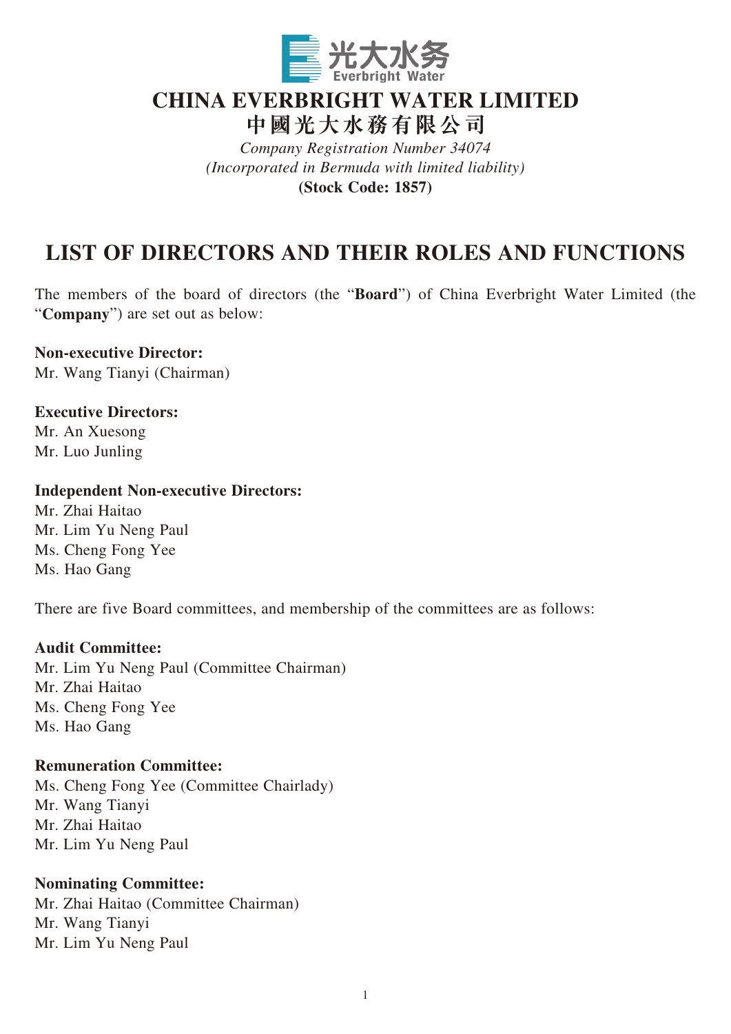# CHINA EVERBRIGHT WATER LIMITED

# 中國光大水務有限公司

*Company Registration Number 34074*

*(Incorporated in Bermuda with limited liability)*

**(Stock Code: 1857)**

## LIST OF DIRECTORS AND THEIR ROLES AND FUNCTIONS

The members of the board of directors (the "**Board**") of China Everbright Water Limited (the "**Company**") are set out as below:

**Non-executive Director:**
Mr. Wang Tianyi (Chairman)

**Executive Directors:**
Mr. An Xuesong
Mr. Luo Junling

**Independent Non-executive Directors:**
Mr. Zhai Haitao
Mr. Lim Yu Neng Paul
Ms. Cheng Fong Yee
Ms. Hao Gang

There are five Board committees, and membership of the committees are as follows:

**Audit Committee:**
Mr. Lim Yu Neng Paul (Committee Chairman)
Mr. Zhai Haitao
Ms. Cheng Fong Yee
Ms. Hao Gang

**Remuneration Committee:**
Ms. Cheng Fong Yee (Committee Chairlady)
Mr. Wang Tianyi
Mr. Zhai Haitao
Mr. Lim Yu Neng Paul

**Nominating Committee:**
Mr. Zhai Haitao (Committee Chairman)
Mr. Wang Tianyi
Mr. Lim Yu Neng Paul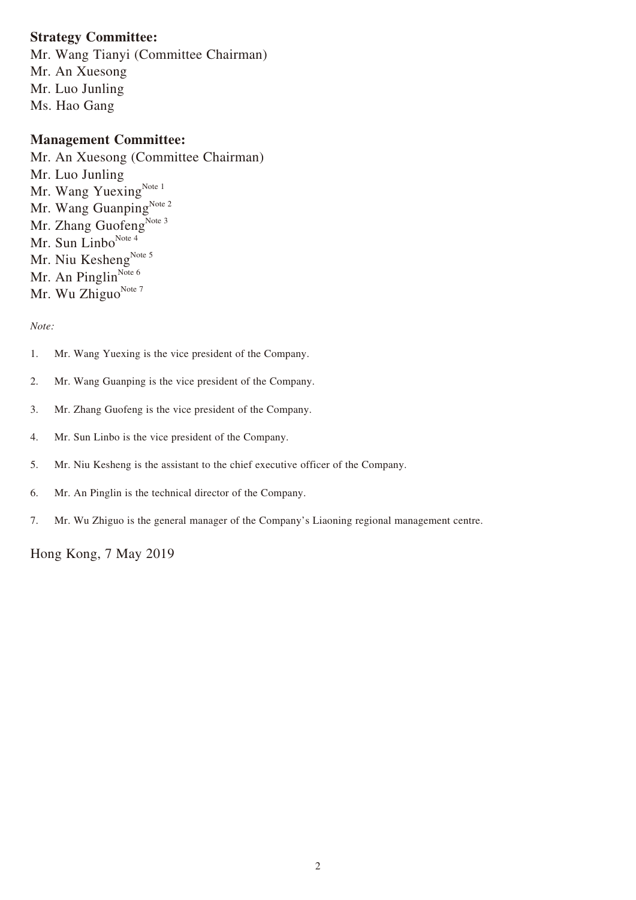**Strategy Committee:**

Mr. Wang Tianyi (Committee Chairman)
Mr. An Xuesong
Mr. Luo Junling
Ms. Hao Gang

**Management Committee:**

Mr. An Xuesong (Committee Chairman)
Mr. Luo Junling
Mr. Wang Yuexing[Note 1]
Mr. Wang Guanping[Note 2]
Mr. Zhang Guofeng[Note 3]
Mr. Sun Linbo[Note 4]
Mr. Niu Kesheng[Note 5]
Mr. An Pinglin[Note 6]
Mr. Wu Zhiguo[Note 7]

*Note:*

1. Mr. Wang Yuexing is the vice president of the Company.
2. Mr. Wang Guanping is the vice president of the Company.
3. Mr. Zhang Guofeng is the vice president of the Company.
4. Mr. Sun Linbo is the vice president of the Company.
5. Mr. Niu Kesheng is the assistant to the chief executive officer of the Company.
6. Mr. An Pinglin is the technical director of the Company.
7. Mr. Wu Zhiguo is the general manager of the Company's Liaoning regional management centre.

Hong Kong, 7 May 2019